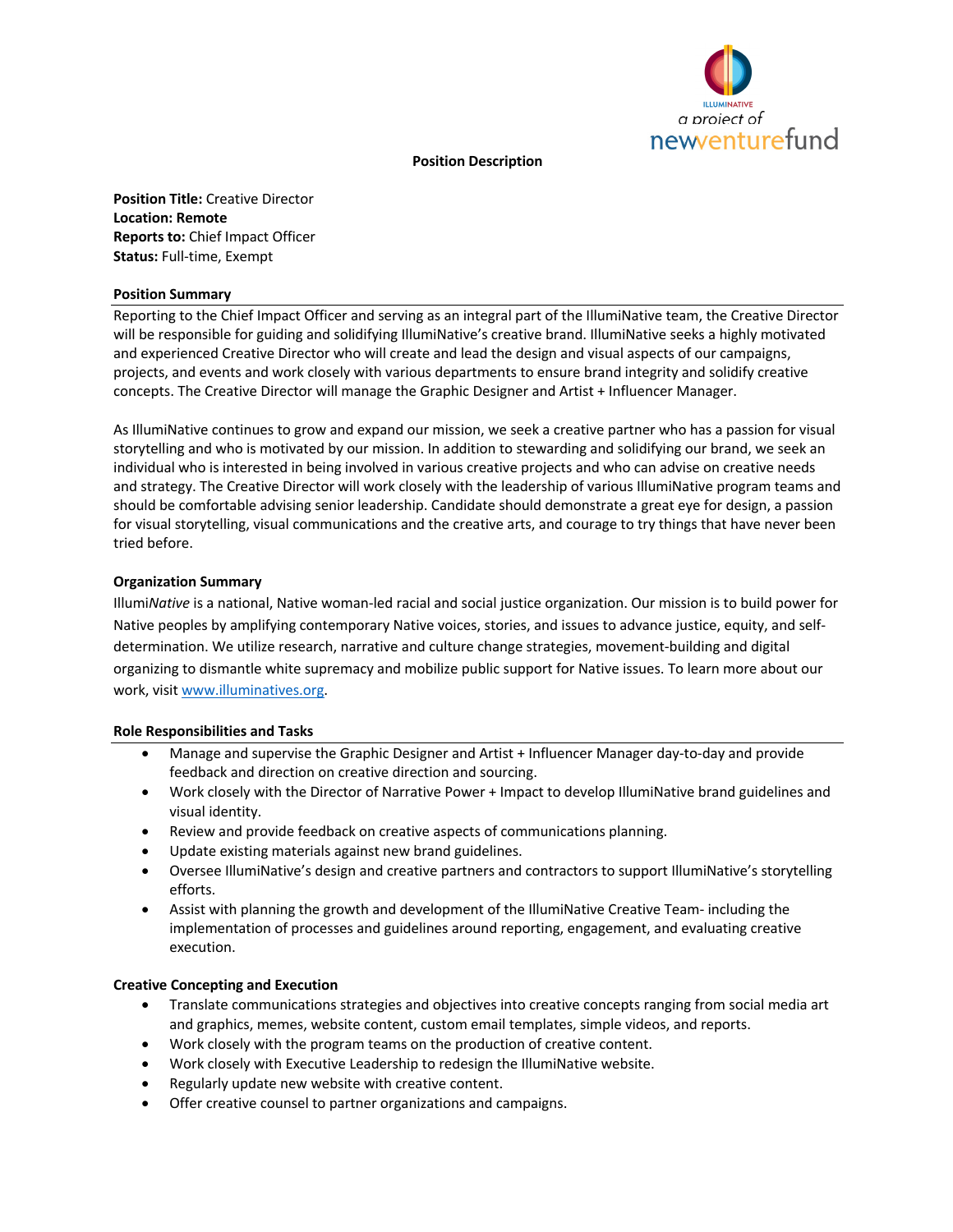ILLUMINATIVE
a project of
newventurefund

**Position Description**

**Position Title:** Creative Director
**Location: Remote**
**Reports to:** Chief Impact Officer
**Status:** Full-time, Exempt

## Position Summary

Reporting to the Chief Impact Officer and serving as an integral part of the IllumiNative team, the Creative Director will be responsible for guiding and solidifying IllumiNative's creative brand. IllumiNative seeks a highly motivated and experienced Creative Director who will create and lead the design and visual aspects of our campaigns, projects, and events and work closely with various departments to ensure brand integrity and solidify creative concepts. The Creative Director will manage the Graphic Designer and Artist + Influencer Manager.

As IllumiNative continues to grow and expand our mission, we seek a creative partner who has a passion for visual storytelling and who is motivated by our mission. In addition to stewarding and solidifying our brand, we seek an individual who is interested in being involved in various creative projects and who can advise on creative needs and strategy. The Creative Director will work closely with the leadership of various IllumiNative program teams and should be comfortable advising senior leadership. Candidate should demonstrate a great eye for design, a passion for visual storytelling, visual communications and the creative arts, and courage to try things that have never been tried before.

## Organization Summary

Illumi*Native* is a national, Native woman-led racial and social justice organization. Our mission is to build power for Native peoples by amplifying contemporary Native voices, stories, and issues to advance justice, equity, and self-determination. We utilize research, narrative and culture change strategies, movement-building and digital organizing to dismantle white supremacy and mobilize public support for Native issues. To learn more about our work, visit [www.illuminatives.org](http://www.illuminatives.org).

## Role Responsibilities and Tasks

- Manage and supervise the Graphic Designer and Artist + Influencer Manager day-to-day and provide feedback and direction on creative direction and sourcing.
- Work closely with the Director of Narrative Power + Impact to develop IllumiNative brand guidelines and visual identity.
- Review and provide feedback on creative aspects of communications planning.
- Update existing materials against new brand guidelines.
- Oversee IllumiNative's design and creative partners and contractors to support IllumiNative's storytelling efforts.
- Assist with planning the growth and development of the IllumiNative Creative Team- including the implementation of processes and guidelines around reporting, engagement, and evaluating creative execution.

## Creative Concepting and Execution

- Translate communications strategies and objectives into creative concepts ranging from social media art and graphics, memes, website content, custom email templates, simple videos, and reports.
- Work closely with the program teams on the production of creative content.
- Work closely with Executive Leadership to redesign the IllumiNative website.
- Regularly update new website with creative content.
- Offer creative counsel to partner organizations and campaigns.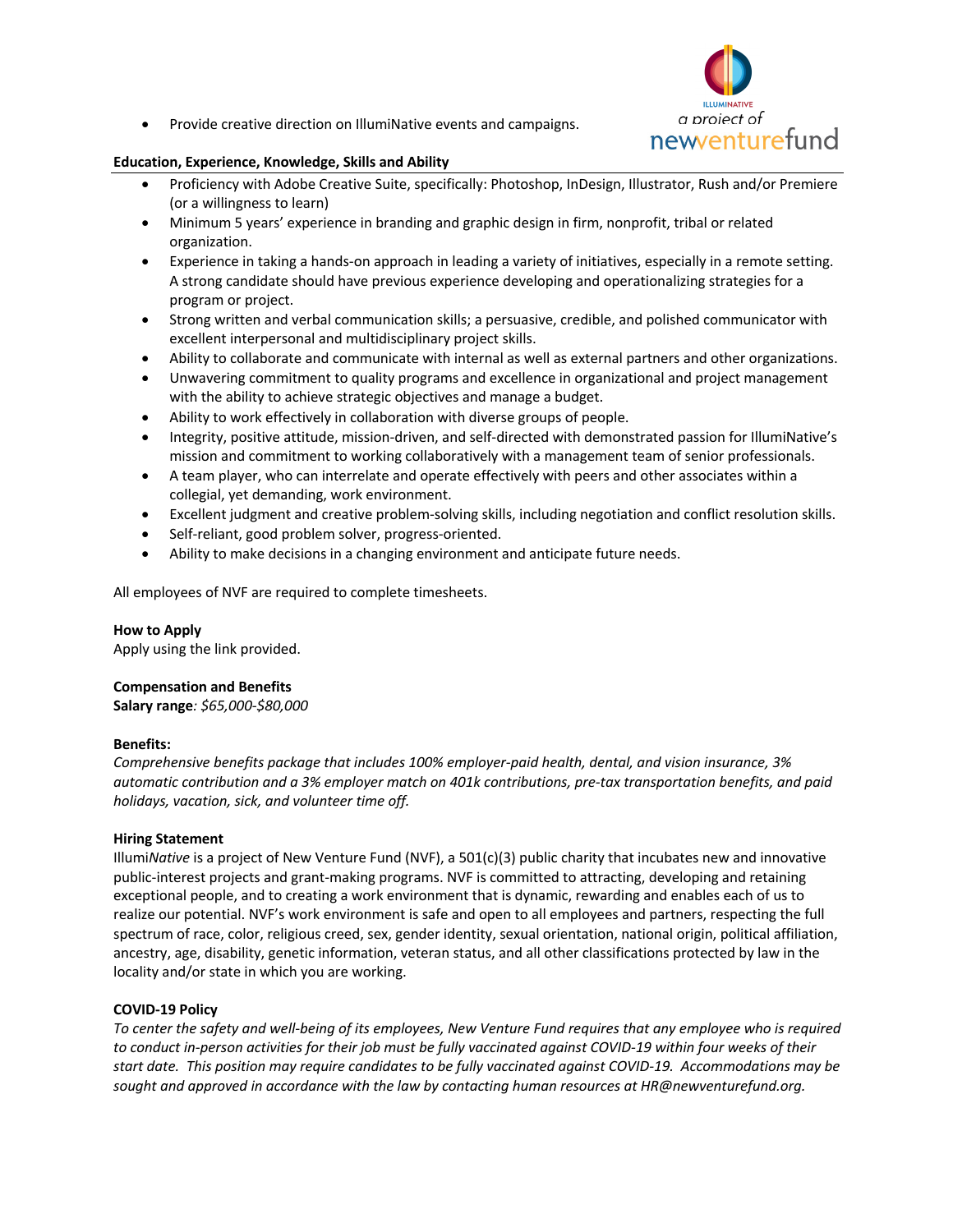- Provide creative direction on IllumiNative events and campaigns.

**Education, Experience, Knowledge, Skills and Ability**

- Proficiency with Adobe Creative Suite, specifically: Photoshop, InDesign, Illustrator, Rush and/or Premiere (or a willingness to learn)
- Minimum 5 years' experience in branding and graphic design in firm, nonprofit, tribal or related organization.
- Experience in taking a hands-on approach in leading a variety of initiatives, especially in a remote setting. A strong candidate should have previous experience developing and operationalizing strategies for a program or project.
- Strong written and verbal communication skills; a persuasive, credible, and polished communicator with excellent interpersonal and multidisciplinary project skills.
- Ability to collaborate and communicate with internal as well as external partners and other organizations.
- Unwavering commitment to quality programs and excellence in organizational and project management with the ability to achieve strategic objectives and manage a budget.
- Ability to work effectively in collaboration with diverse groups of people.
- Integrity, positive attitude, mission-driven, and self-directed with demonstrated passion for IllumiNative's mission and commitment to working collaboratively with a management team of senior professionals.
- A team player, who can interrelate and operate effectively with peers and other associates within a collegial, yet demanding, work environment.
- Excellent judgment and creative problem-solving skills, including negotiation and conflict resolution skills.
- Self-reliant, good problem solver, progress-oriented.
- Ability to make decisions in a changing environment and anticipate future needs.

All employees of NVF are required to complete timesheets.

**How to Apply**

Apply using the link provided.

**Compensation and Benefits**

**Salary range***: $65,000-$80,000*

**Benefits:**

*Comprehensive benefits package that includes 100% employer-paid health, dental, and vision insurance, 3% automatic contribution and a 3% employer match on 401k contributions, pre-tax transportation benefits, and paid holidays, vacation, sick, and volunteer time off.*

**Hiring Statement**

Illumi*Native* is a project of New Venture Fund (NVF), a 501(c)(3) public charity that incubates new and innovative public-interest projects and grant-making programs. NVF is committed to attracting, developing and retaining exceptional people, and to creating a work environment that is dynamic, rewarding and enables each of us to realize our potential. NVF's work environment is safe and open to all employees and partners, respecting the full spectrum of race, color, religious creed, sex, gender identity, sexual orientation, national origin, political affiliation, ancestry, age, disability, genetic information, veteran status, and all other classifications protected by law in the locality and/or state in which you are working.

**COVID-19 Policy**

*To center the safety and well-being of its employees, New Venture Fund requires that any employee who is required to conduct in-person activities for their job must be fully vaccinated against COVID-19 within four weeks of their start date. This position may require candidates to be fully vaccinated against COVID-19. Accommodations may be sought and approved in accordance with the law by contacting human resources at HR@newventurefund.org.*